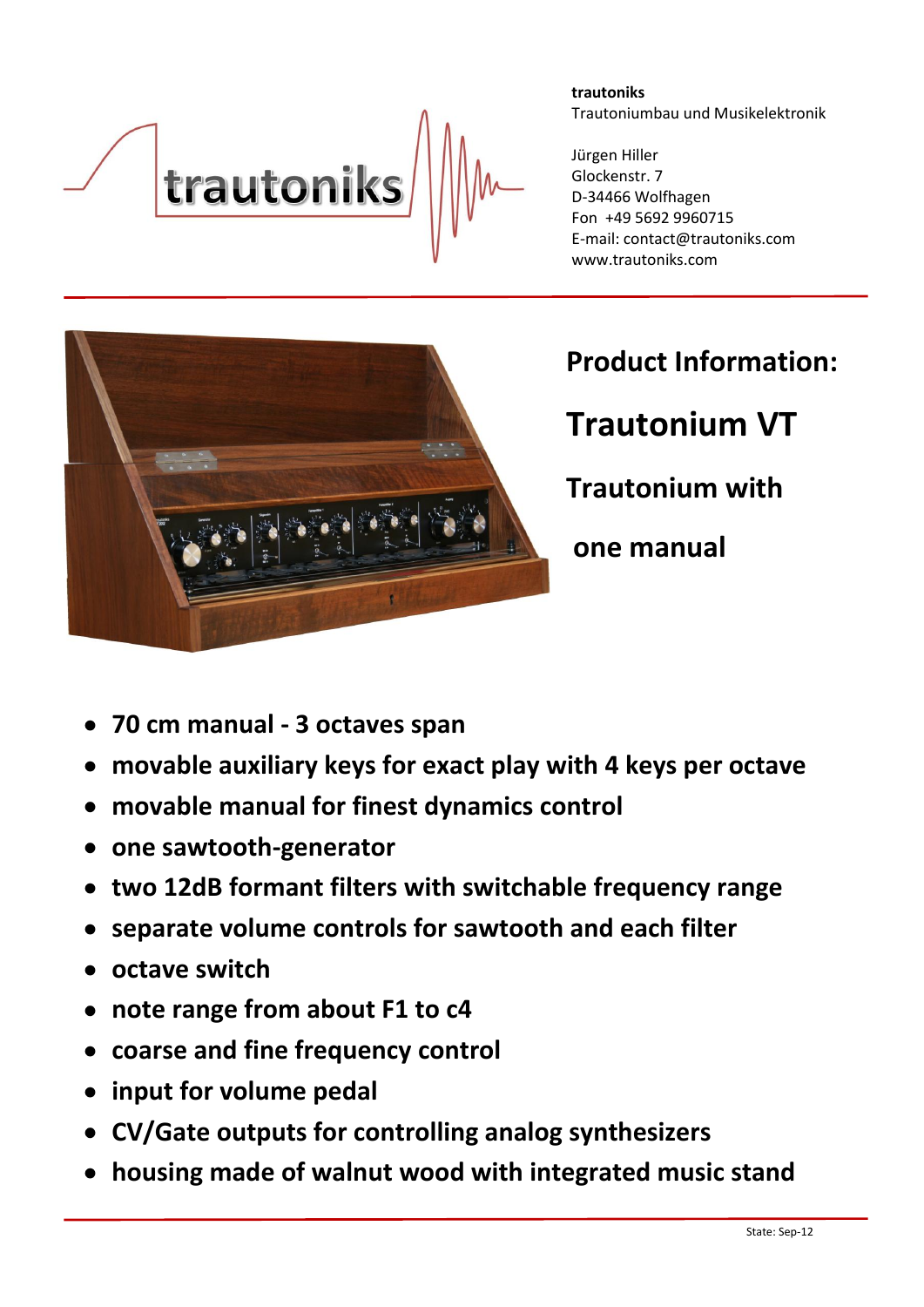**trautoniks**
Trautoniumbau und Musikelektronik

Jürgen Hiller
Glockenstr. 7
D-34466 Wolfhagen
Fon +49 5692 9960715
E-mail: contact@trautoniks.com
www.trautoniks.com

## Product Information:

# Trautonium VT

## Trautonium with one manual

- **70 cm manual - 3 octaves span**
- **movable auxiliary keys for exact play with 4 keys per octave**
- **movable manual for finest dynamics control**
- **one sawtooth-generator**
- **two 12dB formant filters with switchable frequency range**
- **separate volume controls for sawtooth and each filter**
- **octave switch**
- **note range from about F1 to c4**
- **coarse and fine frequency control**
- **input for volume pedal**
- **CV/Gate outputs for controlling analog synthesizers**
- **housing made of walnut wood with integrated music stand**

State: Sep-12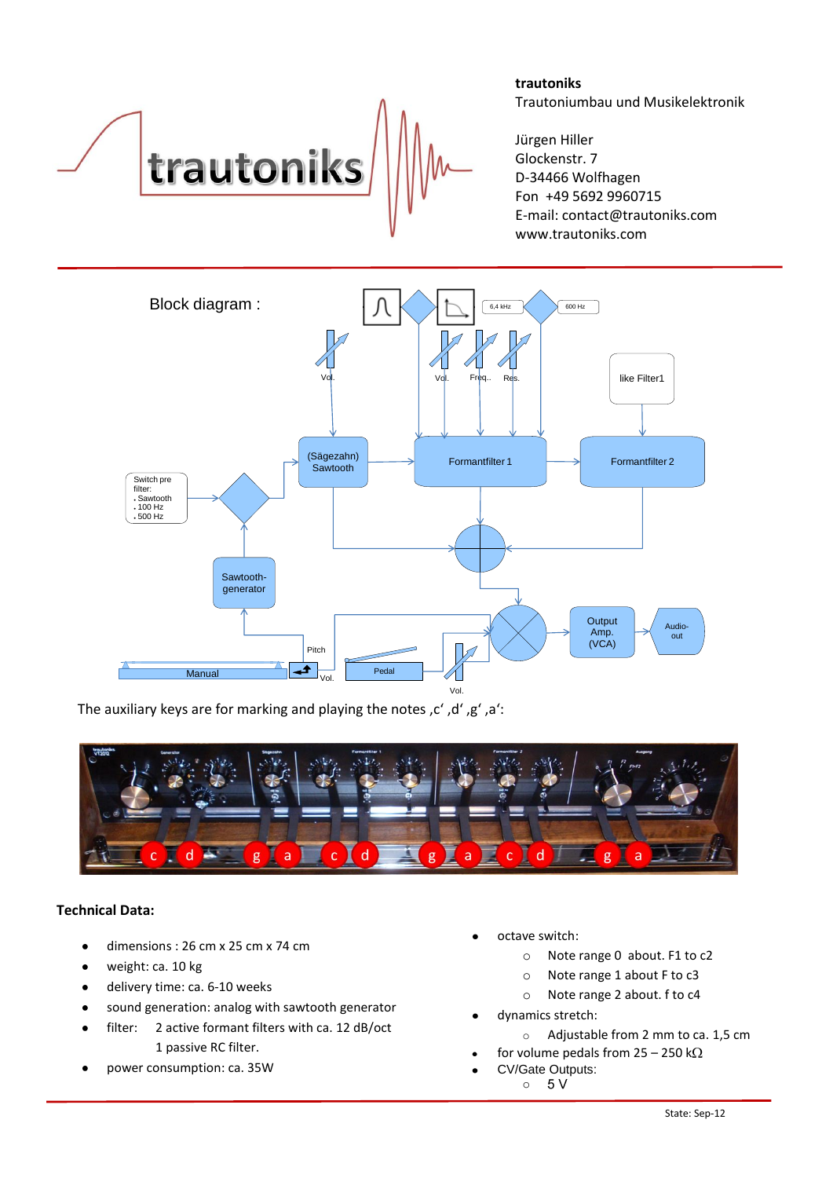**trautoniks**
Trautoniumbau und Musikelektronik

Jürgen Hiller
Glockenstr. 7
D-34466 Wolfhagen
Fon +49 5692 9960715
E-mail: contact@trautoniks.com
www.trautoniks.com

Block diagram :

6,4 kHz
600 Hz
Vol.
Vol.
Freq..
Res.
like Filter1
(Sägezahn) Sawtooth
Formantfilter 1
Formantfilter 2
Switch pre filter:
- Sawtooth
- 100 Hz
- 500 Hz
Sawtooth-generator
Output Amp. (VCA)
Audio-out
Pitch
Manual
Vol.
Pedal
Vol.

The auxiliary keys are for marking and playing the notes ‚c' ,d' ,g' ,a':

c d g a c d g a c d g a

**Technical Data:**

- dimensions : 26 cm x 25 cm x 74 cm
- weight: ca. 10 kg
- delivery time: ca. 6-10 weeks
- sound generation: analog with sawtooth generator
- filter: 2 active formant filters with ca. 12 dB/oct
  1 passive RC filter.
- power consumption: ca. 35W
- octave switch:
  - Note range 0 about. F1 to c2
  - Note range 1 about F to c3
  - Note range 2 about. f to c4
- dynamics stretch:
  - Adjustable from 2 mm to ca. 1,5 cm
- for volume pedals from 25 – 250 kΩ
- CV/Gate Outputs:
  - 5 V

State: Sep-12